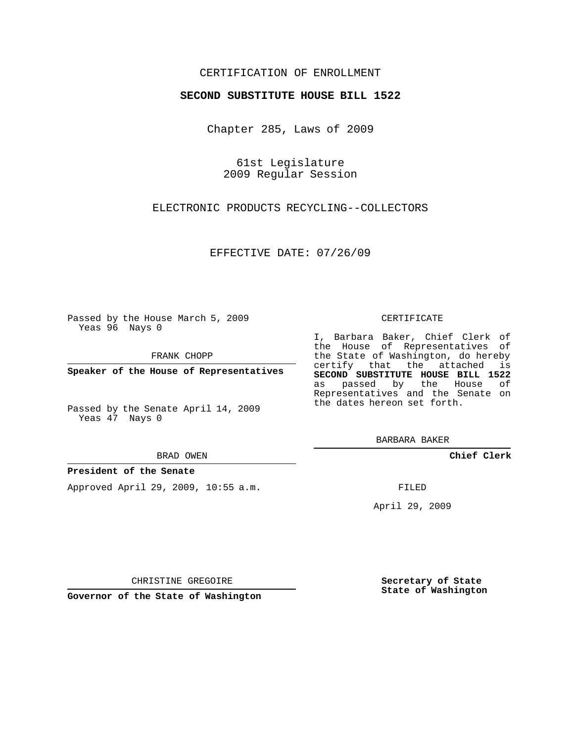CERTIFICATION OF ENROLLMENT

**SECOND SUBSTITUTE HOUSE BILL 1522**

Chapter 285, Laws of 2009

61st Legislature
2009 Regular Session

ELECTRONIC PRODUCTS RECYCLING--COLLECTORS

EFFECTIVE DATE: 07/26/09

Passed by the House March 5, 2009
Yeas 96 Nays 0

FRANK CHOPP

**Speaker of the House of Representatives**

Passed by the Senate April 14, 2009
Yeas 47 Nays 0

BRAD OWEN

**President of the Senate**

Approved April 29, 2009, 10:55 a.m.

CHRISTINE GREGOIRE

**Governor of the State of Washington**

CERTIFICATE

I, Barbara Baker, Chief Clerk of the House of Representatives of the State of Washington, do hereby certify that the attached is **SECOND SUBSTITUTE HOUSE BILL 1522** as passed by the House of Representatives and the Senate on the dates hereon set forth.

BARBARA BAKER

**Chief Clerk**

FILED

April 29, 2009

**Secretary of State**
**State of Washington**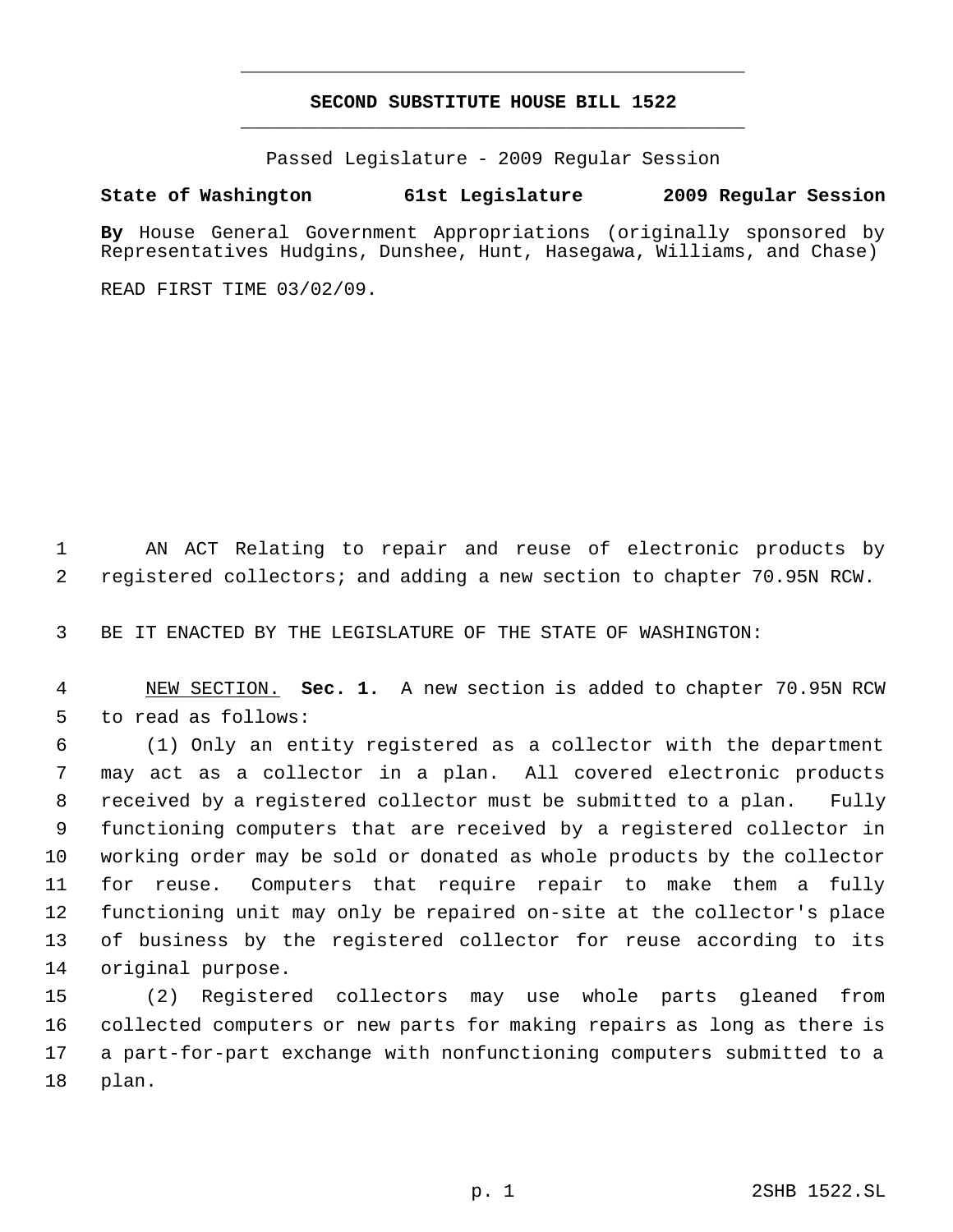# SECOND SUBSTITUTE HOUSE BILL 1522

Passed Legislature - 2009 Regular Session

**State of Washington 61st Legislature 2009 Regular Session**

**By** House General Government Appropriations (originally sponsored by Representatives Hudgins, Dunshee, Hunt, Hasegawa, Williams, and Chase)

READ FIRST TIME 03/02/09.

AN ACT Relating to repair and reuse of electronic products by registered collectors; and adding a new section to chapter 70.95N RCW.

BE IT ENACTED BY THE LEGISLATURE OF THE STATE OF WASHINGTON:

NEW SECTION. **Sec. 1.** A new section is added to chapter 70.95N RCW to read as follows:

(1) Only an entity registered as a collector with the department may act as a collector in a plan. All covered electronic products received by a registered collector must be submitted to a plan. Fully functioning computers that are received by a registered collector in working order may be sold or donated as whole products by the collector for reuse. Computers that require repair to make them a fully functioning unit may only be repaired on-site at the collector's place of business by the registered collector for reuse according to its original purpose.

(2) Registered collectors may use whole parts gleaned from collected computers or new parts for making repairs as long as there is a part-for-part exchange with nonfunctioning computers submitted to a plan.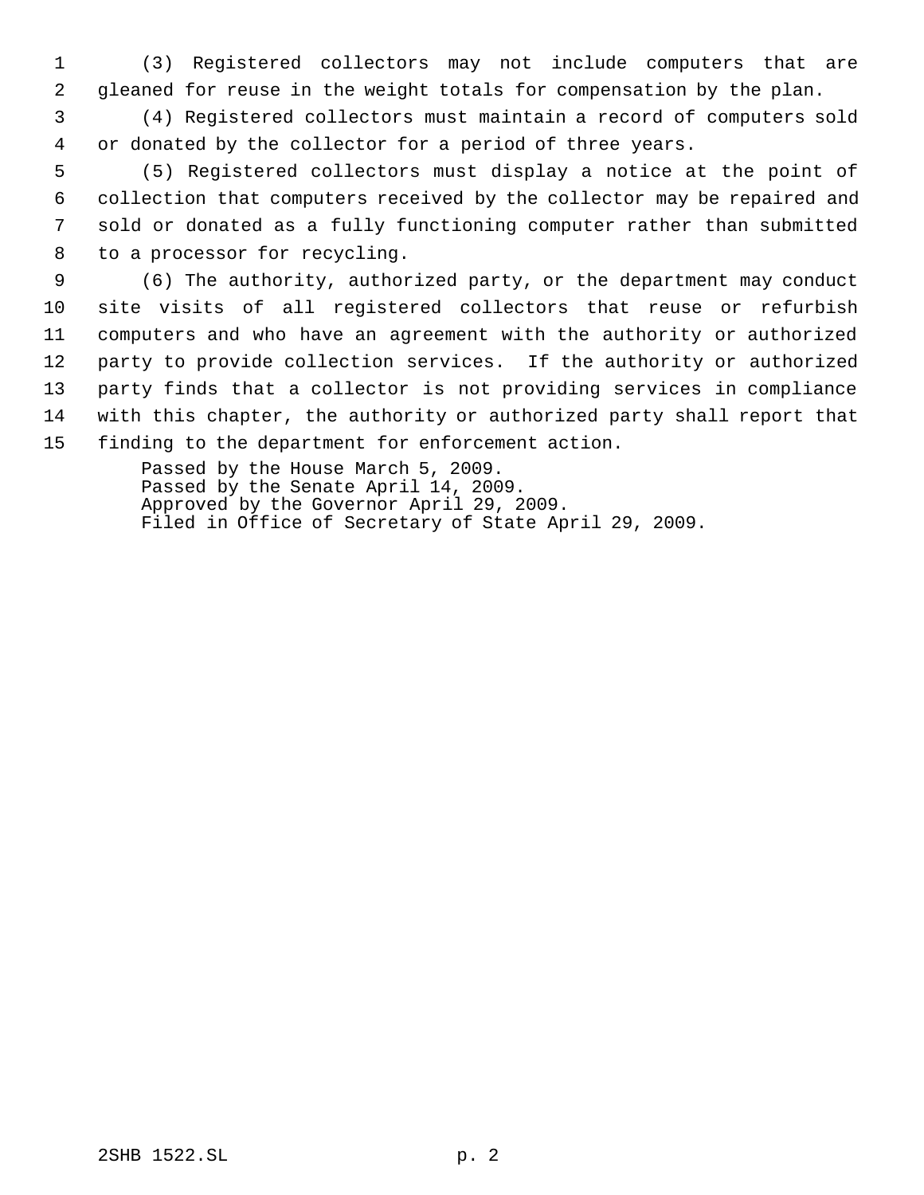(3) Registered collectors may not include computers that are gleaned for reuse in the weight totals for compensation by the plan.

(4) Registered collectors must maintain a record of computers sold or donated by the collector for a period of three years.

(5) Registered collectors must display a notice at the point of collection that computers received by the collector may be repaired and sold or donated as a fully functioning computer rather than submitted to a processor for recycling.

(6) The authority, authorized party, or the department may conduct site visits of all registered collectors that reuse or refurbish computers and who have an agreement with the authority or authorized party to provide collection services. If the authority or authorized party finds that a collector is not providing services in compliance with this chapter, the authority or authorized party shall report that finding to the department for enforcement action.

Passed by the House March 5, 2009.
Passed by the Senate April 14, 2009.
Approved by the Governor April 29, 2009.
Filed in Office of Secretary of State April 29, 2009.